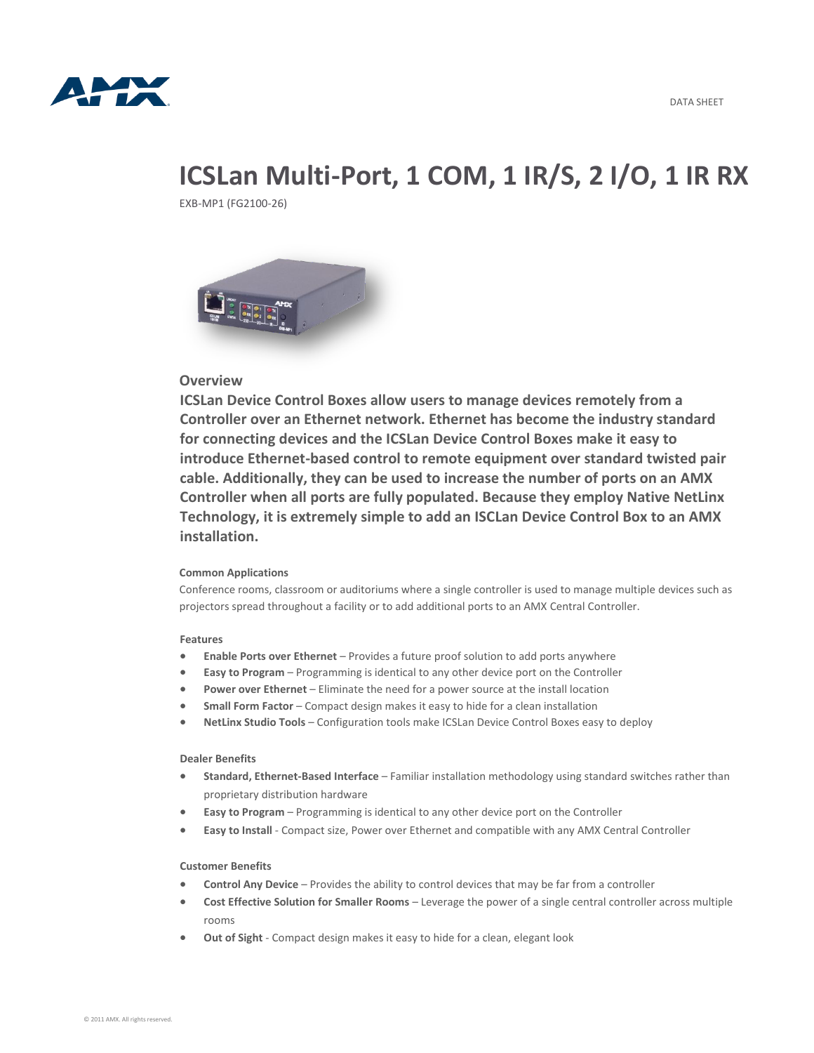DATA SHEET

# ICSLan Multi-Port, 1 COM, 1 IR/S, 2 I/O, 1 IR RX

EXB-MP1 (FG2100-26)

## Overview

**ICSLan Device Control Boxes allow users to manage devices remotely from a Controller over an Ethernet network. Ethernet has become the industry standard for connecting devices and the ICSLan Device Control Boxes make it easy to introduce Ethernet-based control to remote equipment over standard twisted pair cable. Additionally, they can be used to increase the number of ports on an AMX Controller when all ports are fully populated. Because they employ Native NetLinx Technology, it is extremely simple to add an ISCLan Device Control Box to an AMX installation.**

### Common Applications

Conference rooms, classroom or auditoriums where a single controller is used to manage multiple devices such as projectors spread throughout a facility or to add additional ports to an AMX Central Controller.

### Features

- **Enable Ports over Ethernet** – Provides a future proof solution to add ports anywhere
- **Easy to Program** – Programming is identical to any other device port on the Controller
- **Power over Ethernet** – Eliminate the need for a power source at the install location
- **Small Form Factor** – Compact design makes it easy to hide for a clean installation
- **NetLinx Studio Tools** – Configuration tools make ICSLan Device Control Boxes easy to deploy

### Dealer Benefits

- **Standard, Ethernet-Based Interface** – Familiar installation methodology using standard switches rather than proprietary distribution hardware
- **Easy to Program** – Programming is identical to any other device port on the Controller
- **Easy to Install** - Compact size, Power over Ethernet and compatible with any AMX Central Controller

### Customer Benefits

- **Control Any Device** – Provides the ability to control devices that may be far from a controller
- **Cost Effective Solution for Smaller Rooms** – Leverage the power of a single central controller across multiple rooms
- **Out of Sight** - Compact design makes it easy to hide for a clean, elegant look

© 2011 AMX. All rights reserved.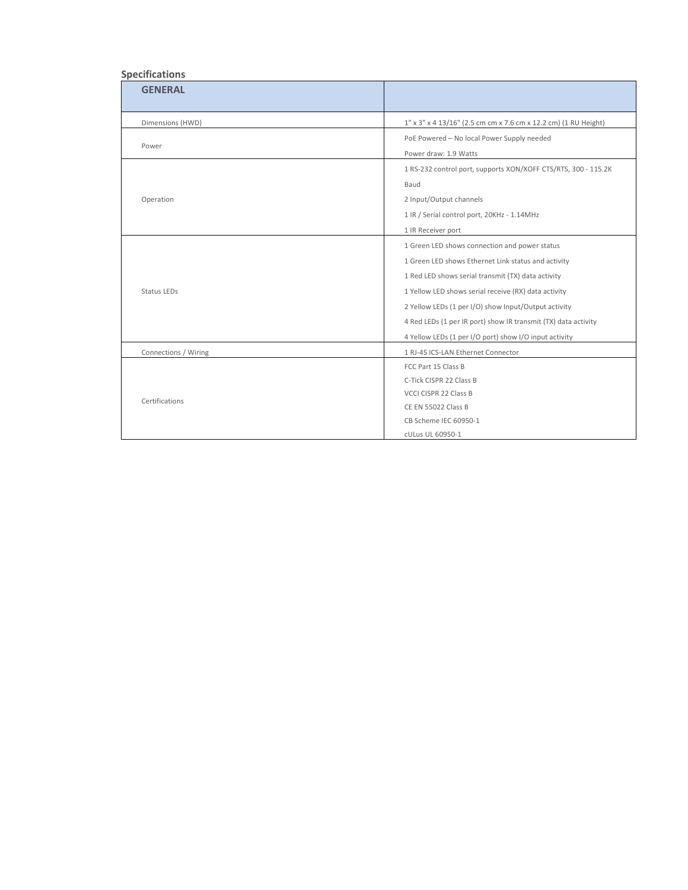## Specifications

| GENERAL | |
|---|---|
| Dimensions (HWD) | 1" x 3" x 4 13/16" (2.5 cm cm x 7.6 cm x 12.2 cm) (1 RU Height) |
| Power | PoE Powered – No local Power Supply needed<br>Power draw: 1.9 Watts |
| Operation | 1 RS-232 control port, supports XON/XOFF CTS/RTS, 300 - 115.2K Baud<br>2 Input/Output channels<br>1 IR / Serial control port, 20KHz - 1.14MHz<br>1 IR Receiver port |
| Status LEDs | 1 Green LED shows connection and power status<br>1 Green LED shows Ethernet Link status and activity<br>1 Red LED shows serial transmit (TX) data activity<br>1 Yellow LED shows serial receive (RX) data activity<br>2 Yellow LEDs (1 per I/O) show Input/Output activity<br>4 Red LEDs (1 per IR port) show IR transmit (TX) data activity<br>4 Yellow LEDs (1 per I/O port) show I/O input activity |
| Connections / Wiring | 1 RJ-45 ICS-LAN Ethernet Connector |
| Certifications | FCC Part 15 Class B<br>C-Tick CISPR 22 Class B<br>VCCI CISPR 22 Class B<br>CE EN 55022 Class B<br>CB Scheme IEC 60950-1<br>cULus UL 60950-1 |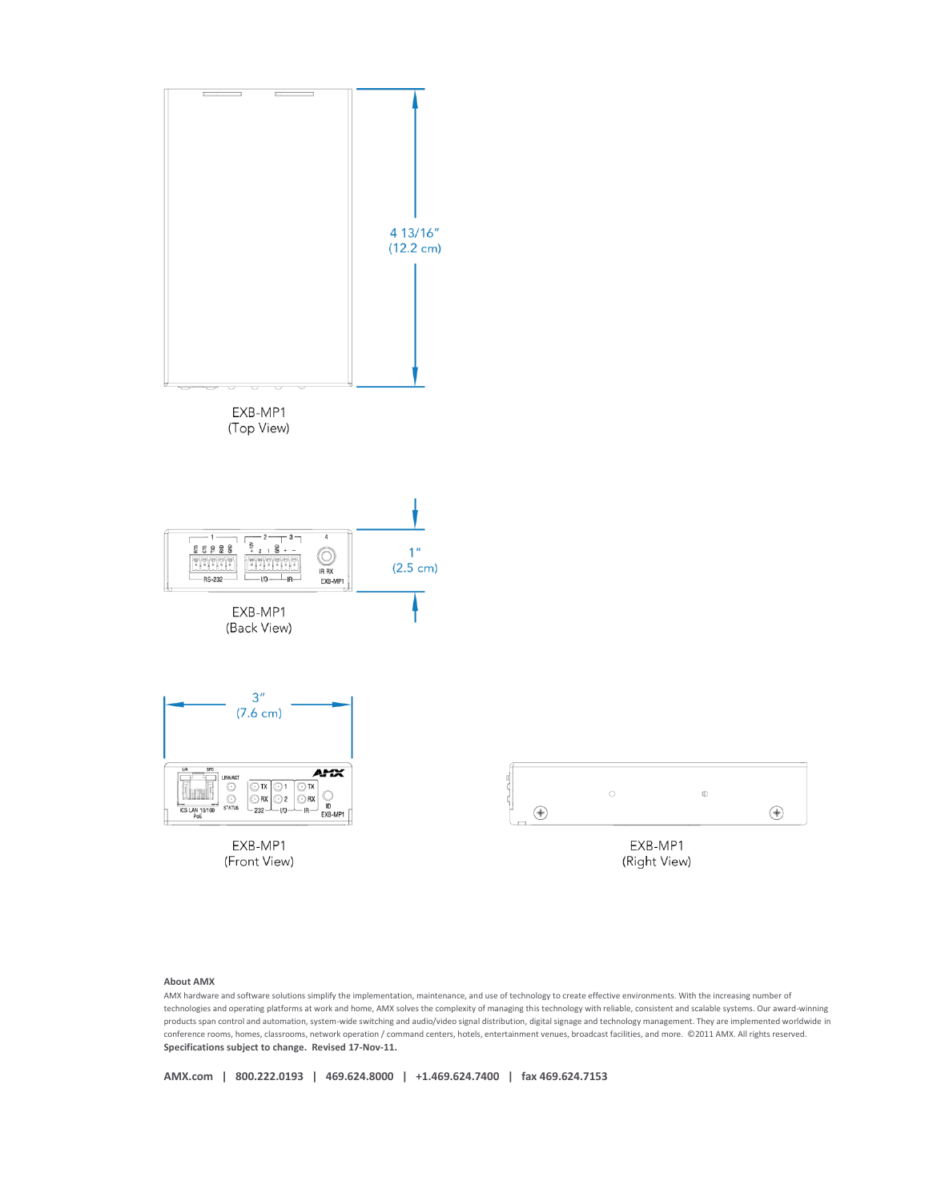4 13/16"
(12.2 cm)

EXB-MP1
(Top View)

1"
(2.5 cm)

EXB-MP1
(Back View)

3"
(7.6 cm)

EXB-MP1
(Front View)

EXB-MP1
(Right View)

**About AMX**

AMX hardware and software solutions simplify the implementation, maintenance, and use of technology to create effective environments. With the increasing number of technologies and operating platforms at work and home, AMX solves the complexity of managing this technology with reliable, consistent and scalable systems. Our award-winning products span control and automation, system-wide switching and audio/video signal distribution, digital signage and technology management. They are implemented worldwide in conference rooms, homes, classrooms, network operation / command centers, hotels, entertainment venues, broadcast facilities, and more. ©2011 AMX. All rights reserved.
**Specifications subject to change. Revised 17-Nov-11.**

**AMX.com | 800.222.0193 | 469.624.8000 | +1.469.624.7400 | fax 469.624.7153**